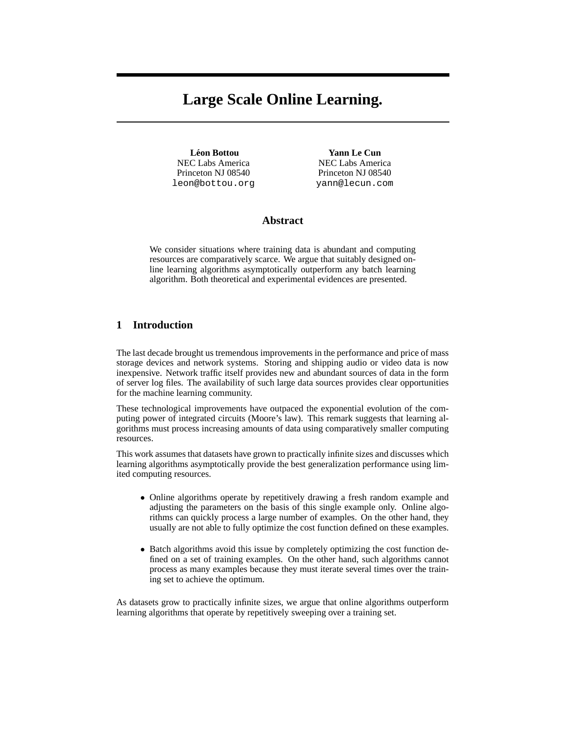# Large Scale Online Learning.

**Léon Bottou**
NEC Labs America
Princeton NJ 08540
leon@bottou.org

**Yann Le Cun**
NEC Labs America
Princeton NJ 08540
yann@lecun.com

## Abstract

We consider situations where training data is abundant and computing resources are comparatively scarce. We argue that suitably designed online learning algorithms asymptotically outperform any batch learning algorithm. Both theoretical and experimental evidences are presented.

## 1 Introduction

The last decade brought us tremendous improvements in the performance and price of mass storage devices and network systems. Storing and shipping audio or video data is now inexpensive. Network traffic itself provides new and abundant sources of data in the form of server log files. The availability of such large data sources provides clear opportunities for the machine learning community.

These technological improvements have outpaced the exponential evolution of the computing power of integrated circuits (Moore's law). This remark suggests that learning algorithms must process increasing amounts of data using comparatively smaller computing resources.

This work assumes that datasets have grown to practically infinite sizes and discusses which learning algorithms asymptotically provide the best generalization performance using limited computing resources.

- Online algorithms operate by repetitively drawing a fresh random example and adjusting the parameters on the basis of this single example only. Online algorithms can quickly process a large number of examples. On the other hand, they usually are not able to fully optimize the cost function defined on these examples.

- Batch algorithms avoid this issue by completely optimizing the cost function defined on a set of training examples. On the other hand, such algorithms cannot process as many examples because they must iterate several times over the training set to achieve the optimum.

As datasets grow to practically infinite sizes, we argue that online algorithms outperform learning algorithms that operate by repetitively sweeping over a training set.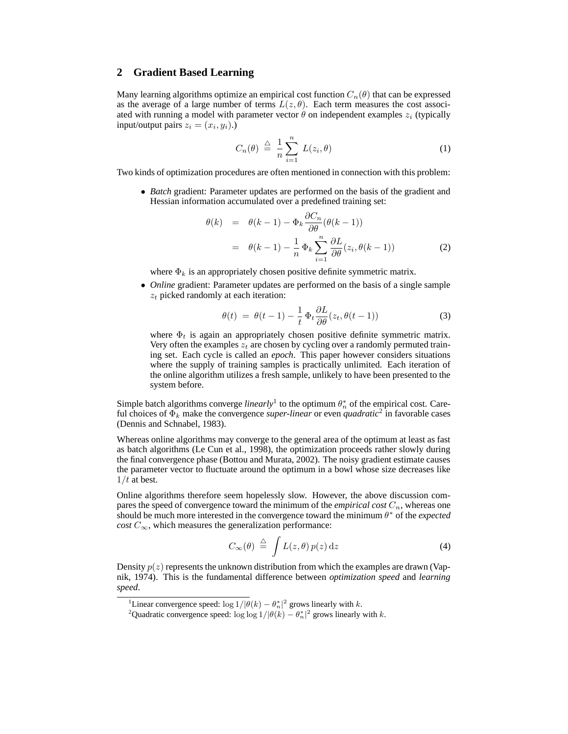## 2 Gradient Based Learning

Many learning algorithms optimize an empirical cost function $C_n(\theta)$ that can be expressed as the average of a large number of terms $L(z, \theta)$. Each term measures the cost associated with running a model with parameter vector $\theta$ on independent examples $z_i$ (typically input/output pairs $z_i = (x_i, y_i)$.)

$$C_n(\theta) \;\stackrel{\triangle}{=}\; \frac{1}{n}\sum_{i=1}^{n}\; L(z_i, \theta) \tag{1}$$

Two kinds of optimization procedures are often mentioned in connection with this problem:

- *Batch* gradient: Parameter updates are performed on the basis of the gradient and Hessian information accumulated over a predefined training set:

$$\begin{aligned}\theta(k) &= \theta(k-1) - \Phi_k \frac{\partial C_n}{\partial \theta}(\theta(k-1)) \\ &= \theta(k-1) - \frac{1}{n}\,\Phi_k \sum_{i=1}^{n} \frac{\partial L}{\partial \theta}(z_i, \theta(k-1))\end{aligned} \tag{2}$$

  where $\Phi_k$ is an appropriately chosen positive definite symmetric matrix.

- *Online* gradient: Parameter updates are performed on the basis of a single sample $z_t$ picked randomly at each iteration:

$$\theta(t) \;=\; \theta(t-1) - \frac{1}{t}\,\Phi_t \frac{\partial L}{\partial \theta}(z_t, \theta(t-1)) \tag{3}$$

  where $\Phi_t$ is again an appropriately chosen positive definite symmetric matrix. Very often the examples $z_t$ are chosen by cycling over a randomly permuted training set. Each cycle is called an *epoch*. This paper however considers situations where the supply of training samples is practically unlimited. Each iteration of the online algorithm utilizes a fresh sample, unlikely to have been presented to the system before.

Simple batch algorithms converge *linearly*[1] to the optimum $\theta_n^*$ of the empirical cost. Careful choices of $\Phi_k$ make the convergence *super-linear* or even *quadratic*[2] in favorable cases (Dennis and Schnabel, 1983).

Whereas online algorithms may converge to the general area of the optimum at least as fast as batch algorithms (Le Cun et al., 1998), the optimization proceeds rather slowly during the final convergence phase (Bottou and Murata, 2002). The noisy gradient estimate causes the parameter vector to fluctuate around the optimum in a bowl whose size decreases like $1/t$ at best.

Online algorithms therefore seem hopelessly slow. However, the above discussion compares the speed of convergence toward the minimum of the *empirical cost* $C_n$, whereas one should be much more interested in the convergence toward the minimum $\theta^*$ of the *expected cost* $C_\infty$, which measures the generalization performance:

$$C_\infty(\theta) \;\stackrel{\triangle}{=}\; \int L(z, \theta)\, p(z)\, \mathrm{d}z \tag{4}$$

Density $p(z)$ represents the unknown distribution from which the examples are drawn (Vapnik, 1974). This is the fundamental difference between *optimization speed* and *learning speed*.

---

[1] Linear convergence speed: $\log 1/|\theta(k) - \theta_n^*|^2$ grows linearly with $k$.

[2] Quadratic convergence speed: $\log\log 1/|\theta(k) - \theta_n^*|^2$ grows linearly with $k$.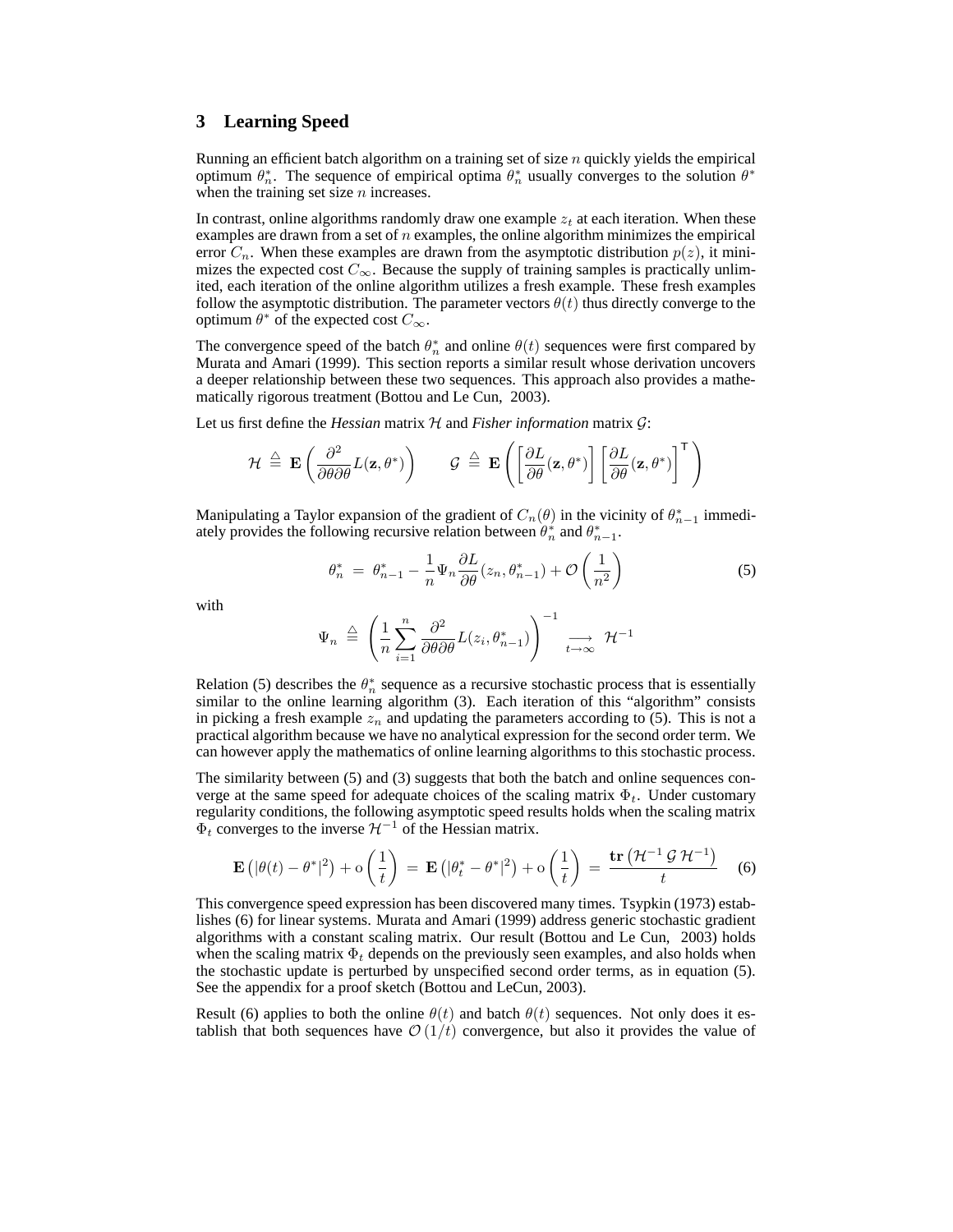## 3 Learning Speed

Running an efficient batch algorithm on a training set of size $n$ quickly yields the empirical optimum $\theta^*_n$. The sequence of empirical optima $\theta^*_n$ usually converges to the solution $\theta^*$ when the training set size $n$ increases.

In contrast, online algorithms randomly draw one example $z_t$ at each iteration. When these examples are drawn from a set of $n$ examples, the online algorithm minimizes the empirical error $C_n$. When these examples are drawn from the asymptotic distribution $p(z)$, it minimizes the expected cost $C_\infty$. Because the supply of training samples is practically unlimited, each iteration of the online algorithm utilizes a fresh example. These fresh examples follow the asymptotic distribution. The parameter vectors $\theta(t)$ thus directly converge to the optimum $\theta^*$ of the expected cost $C_\infty$.

The convergence speed of the batch $\theta^*_n$ and online $\theta(t)$ sequences were first compared by Murata and Amari (1999). This section reports a similar result whose derivation uncovers a deeper relationship between these two sequences. This approach also provides a mathematically rigorous treatment (Bottou and Le Cun, 2003).

Let us first define the *Hessian* matrix $\mathcal{H}$ and *Fisher information* matrix $\mathcal{G}$:

$$\mathcal{H} \ \triangleq\ \mathbf{E}\left(\frac{\partial^2}{\partial\theta\partial\theta}L(\mathbf{z},\theta^*)\right) \qquad \mathcal{G} \ \triangleq\ \mathbf{E}\left(\left[\frac{\partial L}{\partial\theta}(\mathbf{z},\theta^*)\right]\left[\frac{\partial L}{\partial\theta}(\mathbf{z},\theta^*)\right]^{\mathsf{T}}\right)$$

Manipulating a Taylor expansion of the gradient of $C_n(\theta)$ in the vicinity of $\theta^*_{n-1}$ immediately provides the following recursive relation between $\theta^*_n$ and $\theta^*_{n-1}$.

$$\theta^*_n \ =\ \theta^*_{n-1} - \frac{1}{n}\Psi_n\frac{\partial L}{\partial\theta}(z_n,\theta^*_{n-1}) + \mathcal{O}\left(\frac{1}{n^2}\right) \tag{5}$$

with

$$\Psi_n \ \triangleq\ \left(\frac{1}{n}\sum_{i=1}^{n}\frac{\partial^2}{\partial\theta\partial\theta}L(z_i,\theta^*_{n-1})\right)^{-1} \ \underset{t\to\infty}{\longrightarrow}\ \mathcal{H}^{-1}$$

Relation (5) describes the $\theta^*_n$ sequence as a recursive stochastic process that is essentially similar to the online learning algorithm (3). Each iteration of this "algorithm" consists in picking a fresh example $z_n$ and updating the parameters according to (5). This is not a practical algorithm because we have no analytical expression for the second order term. We can however apply the mathematics of online learning algorithms to this stochastic process.

The similarity between (5) and (3) suggests that both the batch and online sequences converge at the same speed for adequate choices of the scaling matrix $\Phi_t$. Under customary regularity conditions, the following asymptotic speed results holds when the scaling matrix $\Phi_t$ converges to the inverse $\mathcal{H}^{-1}$ of the Hessian matrix.

$$\mathbf{E}\left(|\theta(t)-\theta^*|^2\right) + \mathrm{o}\left(\frac{1}{t}\right) \ =\ \mathbf{E}\left(|\theta^*_t-\theta^*|^2\right) + \mathrm{o}\left(\frac{1}{t}\right) \ =\ \frac{\mathbf{tr}\left(\mathcal{H}^{-1}\,\mathcal{G}\,\mathcal{H}^{-1}\right)}{t} \tag{6}$$

This convergence speed expression has been discovered many times. Tsypkin (1973) establishes (6) for linear systems. Murata and Amari (1999) address generic stochastic gradient algorithms with a constant scaling matrix. Our result (Bottou and Le Cun, 2003) holds when the scaling matrix $\Phi_t$ depends on the previously seen examples, and also holds when the stochastic update is perturbed by unspecified second order terms, as in equation (5). See the appendix for a proof sketch (Bottou and LeCun, 2003).

Result (6) applies to both the online $\theta(t)$ and batch $\theta(t)$ sequences. Not only does it establish that both sequences have $\mathcal{O}\left(1/t\right)$ convergence, but also it provides the value of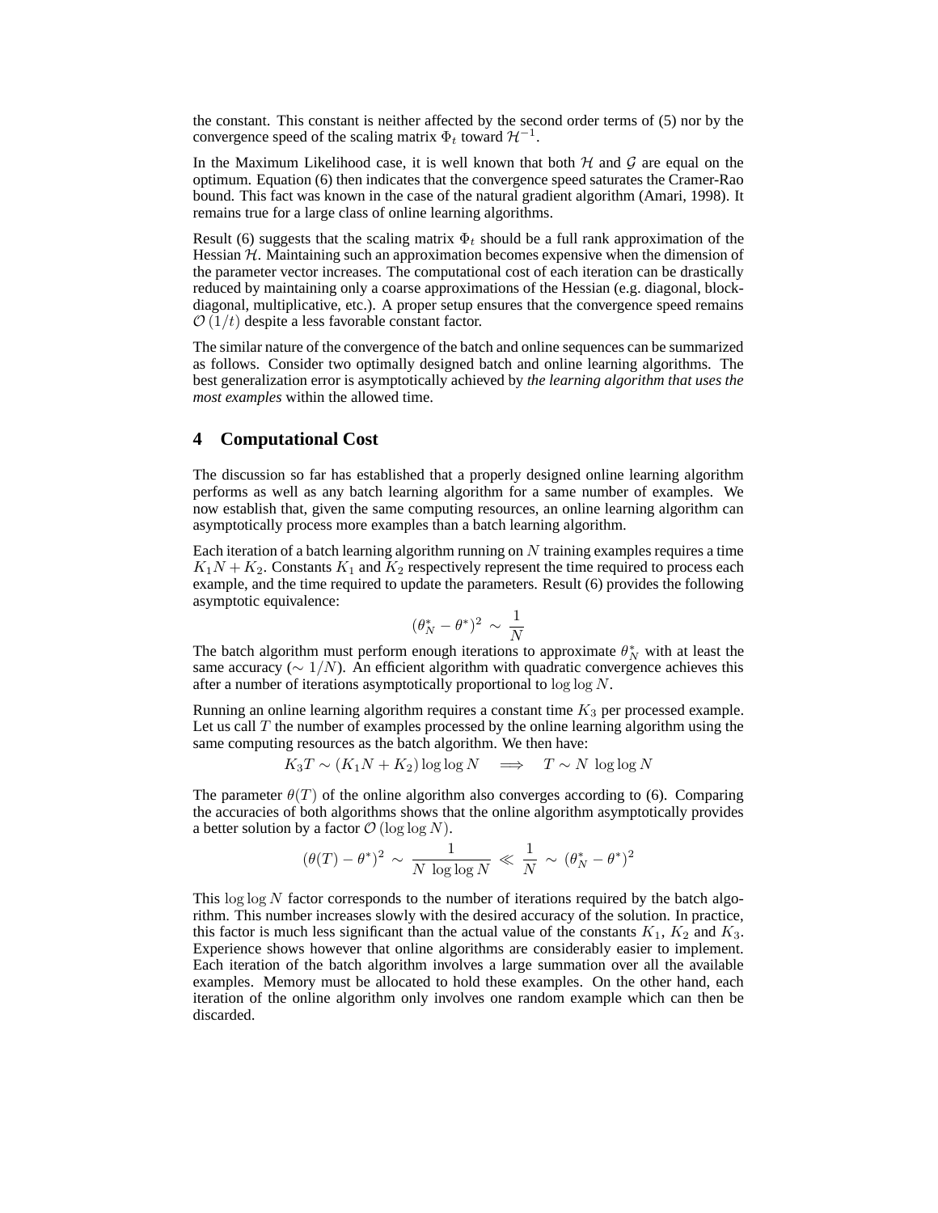the constant. This constant is neither affected by the second order terms of (5) nor by the convergence speed of the scaling matrix $\Phi_t$ toward $\mathcal{H}^{-1}$.

In the Maximum Likelihood case, it is well known that both $\mathcal{H}$ and $\mathcal{G}$ are equal on the optimum. Equation (6) then indicates that the convergence speed saturates the Cramer-Rao bound. This fact was known in the case of the natural gradient algorithm (Amari, 1998). It remains true for a large class of online learning algorithms.

Result (6) suggests that the scaling matrix $\Phi_t$ should be a full rank approximation of the Hessian $\mathcal{H}$. Maintaining such an approximation becomes expensive when the dimension of the parameter vector increases. The computational cost of each iteration can be drastically reduced by maintaining only a coarse approximations of the Hessian (e.g. diagonal, block-diagonal, multiplicative, etc.). A proper setup ensures that the convergence speed remains $\mathcal{O}(1/t)$ despite a less favorable constant factor.

The similar nature of the convergence of the batch and online sequences can be summarized as follows. Consider two optimally designed batch and online learning algorithms. The best generalization error is asymptotically achieved by *the learning algorithm that uses the most examples* within the allowed time.

# 4 Computational Cost

The discussion so far has established that a properly designed online learning algorithm performs as well as any batch learning algorithm for a same number of examples. We now establish that, given the same computing resources, an online learning algorithm can asymptotically process more examples than a batch learning algorithm.

Each iteration of a batch learning algorithm running on $N$ training examples requires a time $K_1 N + K_2$. Constants $K_1$ and $K_2$ respectively represent the time required to process each example, and the time required to update the parameters. Result (6) provides the following asymptotic equivalence:

$$(\theta_N^* - \theta^*)^2 \sim \frac{1}{N}$$

The batch algorithm must perform enough iterations to approximate $\theta_N^*$ with at least the same accuracy ($\sim 1/N$). An efficient algorithm with quadratic convergence achieves this after a number of iterations asymptotically proportional to $\log \log N$.

Running an online learning algorithm requires a constant time $K_3$ per processed example. Let us call $T$ the number of examples processed by the online learning algorithm using the same computing resources as the batch algorithm. We then have:

$$K_3 T \sim (K_1 N + K_2) \log \log N \quad \Longrightarrow \quad T \sim N \, \log \log N$$

The parameter $\theta(T)$ of the online algorithm also converges according to (6). Comparing the accuracies of both algorithms shows that the online algorithm asymptotically provides a better solution by a factor $\mathcal{O}(\log \log N)$.

$$(\theta(T) - \theta^*)^2 \sim \frac{1}{N \, \log \log N} \ll \frac{1}{N} \sim (\theta_N^* - \theta^*)^2$$

This $\log \log N$ factor corresponds to the number of iterations required by the batch algorithm. This number increases slowly with the desired accuracy of the solution. In practice, this factor is much less significant than the actual value of the constants $K_1$, $K_2$ and $K_3$. Experience shows however that online algorithms are considerably easier to implement. Each iteration of the batch algorithm involves a large summation over all the available examples. Memory must be allocated to hold these examples. On the other hand, each iteration of the online algorithm only involves one random example which can then be discarded.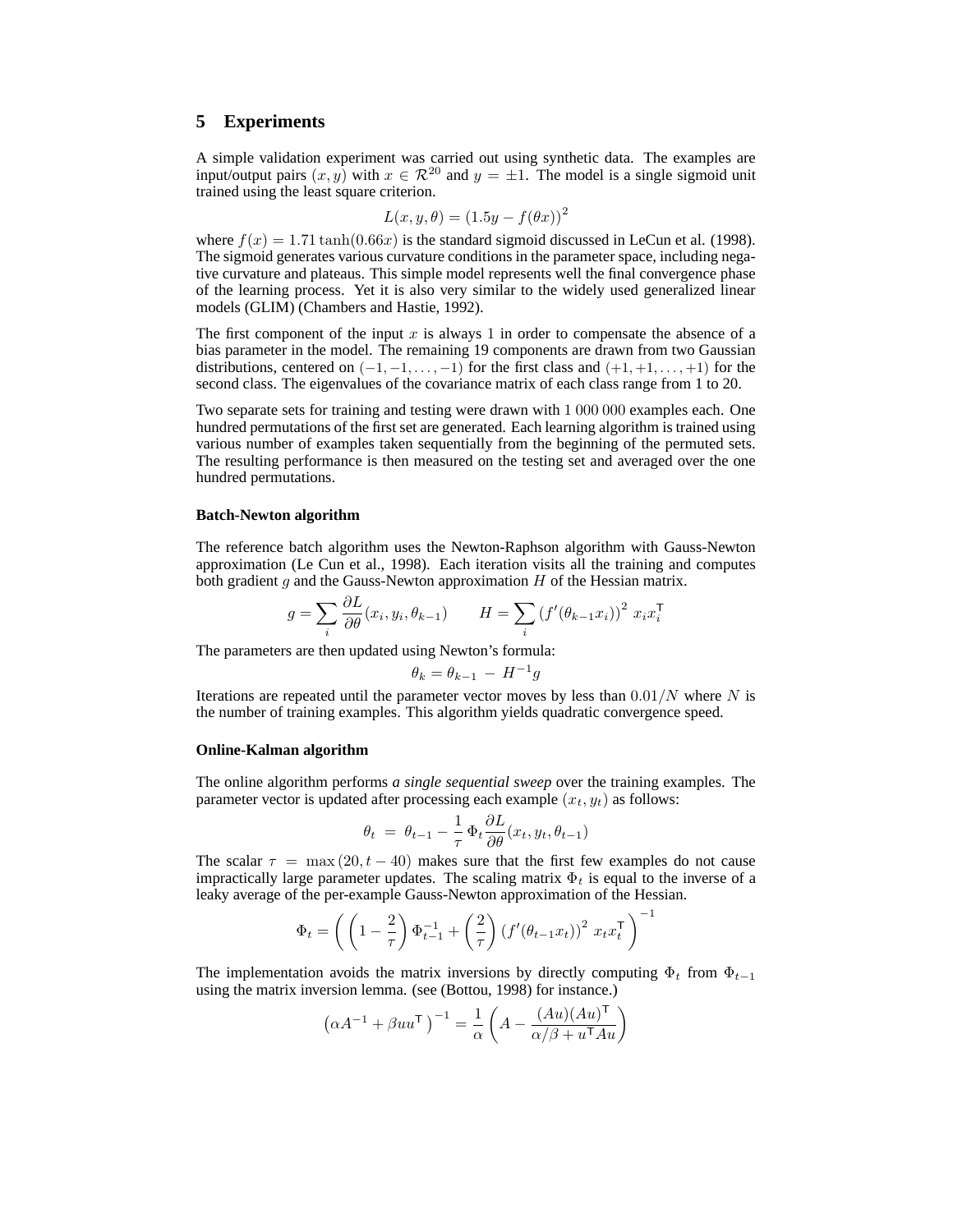## 5 Experiments

A simple validation experiment was carried out using synthetic data. The examples are input/output pairs $(x, y)$ with $x \in \mathcal{R}^{20}$ and $y = \pm 1$. The model is a single sigmoid unit trained using the least square criterion.

$$L(x, y, \theta) = (1.5y - f(\theta x))^2$$

where $f(x) = 1.71 \tanh(0.66x)$ is the standard sigmoid discussed in LeCun et al. (1998). The sigmoid generates various curvature conditions in the parameter space, including negative curvature and plateaus. This simple model represents well the final convergence phase of the learning process. Yet it is also very similar to the widely used generalized linear models (GLIM) (Chambers and Hastie, 1992).

The first component of the input $x$ is always $1$ in order to compensate the absence of a bias parameter in the model. The remaining 19 components are drawn from two Gaussian distributions, centered on $(-1, -1, \ldots, -1)$ for the first class and $(+1, +1, \ldots, +1)$ for the second class. The eigenvalues of the covariance matrix of each class range from 1 to 20.

Two separate sets for training and testing were drawn with $1\,000\,000$ examples each. One hundred permutations of the first set are generated. Each learning algorithm is trained using various number of examples taken sequentially from the beginning of the permuted sets. The resulting performance is then measured on the testing set and averaged over the one hundred permutations.

**Batch-Newton algorithm**

The reference batch algorithm uses the Newton-Raphson algorithm with Gauss-Newton approximation (Le Cun et al., 1998). Each iteration visits all the training and computes both gradient $g$ and the Gauss-Newton approximation $H$ of the Hessian matrix.

$$g = \sum_i \frac{\partial L}{\partial \theta}(x_i, y_i, \theta_{k-1}) \qquad H = \sum_i \left(f'(\theta_{k-1} x_i)\right)^2 \, x_i x_i^{\mathsf{T}}$$

The parameters are then updated using Newton's formula:

$$\theta_k = \theta_{k-1} \, - \, H^{-1} g$$

Iterations are repeated until the parameter vector moves by less than $0.01/N$ where $N$ is the number of training examples. This algorithm yields quadratic convergence speed.

**Online-Kalman algorithm**

The online algorithm performs *a single sequential sweep* over the training examples. The parameter vector is updated after processing each example $(x_t, y_t)$ as follows:

$$\theta_t \; = \; \theta_{t-1} - \frac{1}{\tau} \, \Phi_t \frac{\partial L}{\partial \theta}(x_t, y_t, \theta_{t-1})$$

The scalar $\tau \; = \; \max\left(20, t - 40\right)$ makes sure that the first few examples do not cause impractically large parameter updates. The scaling matrix $\Phi_t$ is equal to the inverse of a leaky average of the per-example Gauss-Newton approximation of the Hessian.

$$\Phi_t = \left( \left(1 - \frac{2}{\tau}\right) \Phi_{t-1}^{-1} + \left(\frac{2}{\tau}\right) \left(f'(\theta_{t-1} x_t)\right)^2 \, x_t x_t^{\mathsf{T}} \right)^{-1}$$

The implementation avoids the matrix inversions by directly computing $\Phi_t$ from $\Phi_{t-1}$ using the matrix inversion lemma. (see (Bottou, 1998) for instance.)

$$\left(\alpha A^{-1} + \beta u u^{\mathsf{T}}\right)^{-1} = \frac{1}{\alpha}\left(A - \frac{(Au)(Au)^{\mathsf{T}}}{\alpha/\beta + u^{\mathsf{T}} A u}\right)$$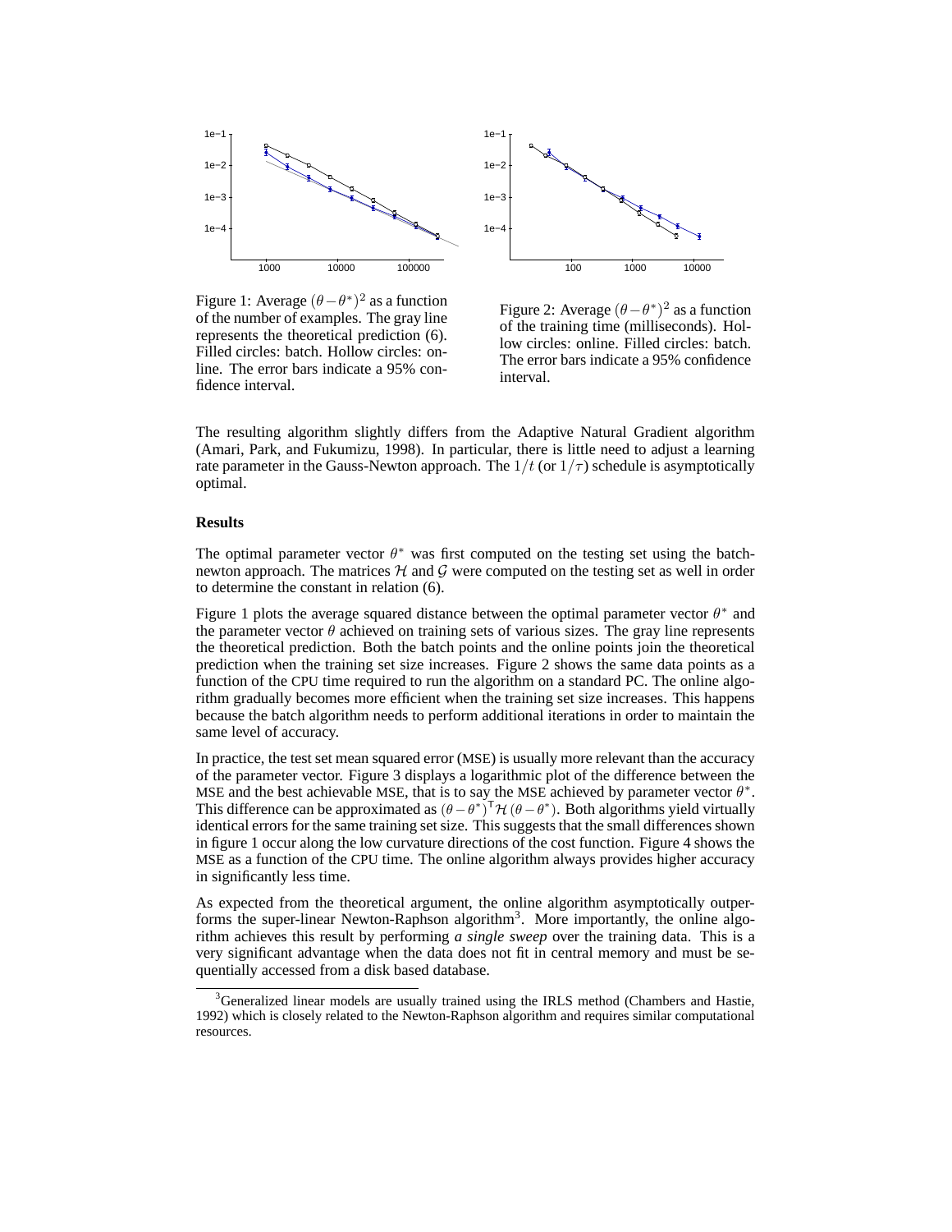Figure 1: Average $(\theta - \theta^*)^2$ as a function of the number of examples. The gray line represents the theoretical prediction (6). Filled circles: batch. Hollow circles: online. The error bars indicate a 95% confidence interval.

Figure 2: Average $(\theta - \theta^*)^2$ as a function of the training time (milliseconds). Hollow circles: online. Filled circles: batch. The error bars indicate a 95% confidence interval.

The resulting algorithm slightly differs from the Adaptive Natural Gradient algorithm (Amari, Park, and Fukumizu, 1998). In particular, there is little need to adjust a learning rate parameter in the Gauss-Newton approach. The $1/t$ (or $1/\tau$) schedule is asymptotically optimal.

**Results**

The optimal parameter vector $\theta^*$ was first computed on the testing set using the batch-newton approach. The matrices $\mathcal{H}$ and $\mathcal{G}$ were computed on the testing set as well in order to determine the constant in relation (6).

Figure 1 plots the average squared distance between the optimal parameter vector $\theta^*$ and the parameter vector $\theta$ achieved on training sets of various sizes. The gray line represents the theoretical prediction. Both the batch points and the online points join the theoretical prediction when the training set size increases. Figure 2 shows the same data points as a function of the CPU time required to run the algorithm on a standard PC. The online algorithm gradually becomes more efficient when the training set size increases. This happens because the batch algorithm needs to perform additional iterations in order to maintain the same level of accuracy.

In practice, the test set mean squared error (MSE) is usually more relevant than the accuracy of the parameter vector. Figure 3 displays a logarithmic plot of the difference between the MSE and the best achievable MSE, that is to say the MSE achieved by parameter vector $\theta^*$. This difference can be approximated as $(\theta - \theta^*)^{\mathsf{T}} \mathcal{H} (\theta - \theta^*)$. Both algorithms yield virtually identical errors for the same training set size. This suggests that the small differences shown in figure 1 occur along the low curvature directions of the cost function. Figure 4 shows the MSE as a function of the CPU time. The online algorithm always provides higher accuracy in significantly less time.

As expected from the theoretical argument, the online algorithm asymptotically outperforms the super-linear Newton-Raphson algorithm[3]. More importantly, the online algorithm achieves this result by performing *a single sweep* over the training data. This is a very significant advantage when the data does not fit in central memory and must be sequentially accessed from a disk based database.

[3] Generalized linear models are usually trained using the IRLS method (Chambers and Hastie, 1992) which is closely related to the Newton-Raphson algorithm and requires similar computational resources.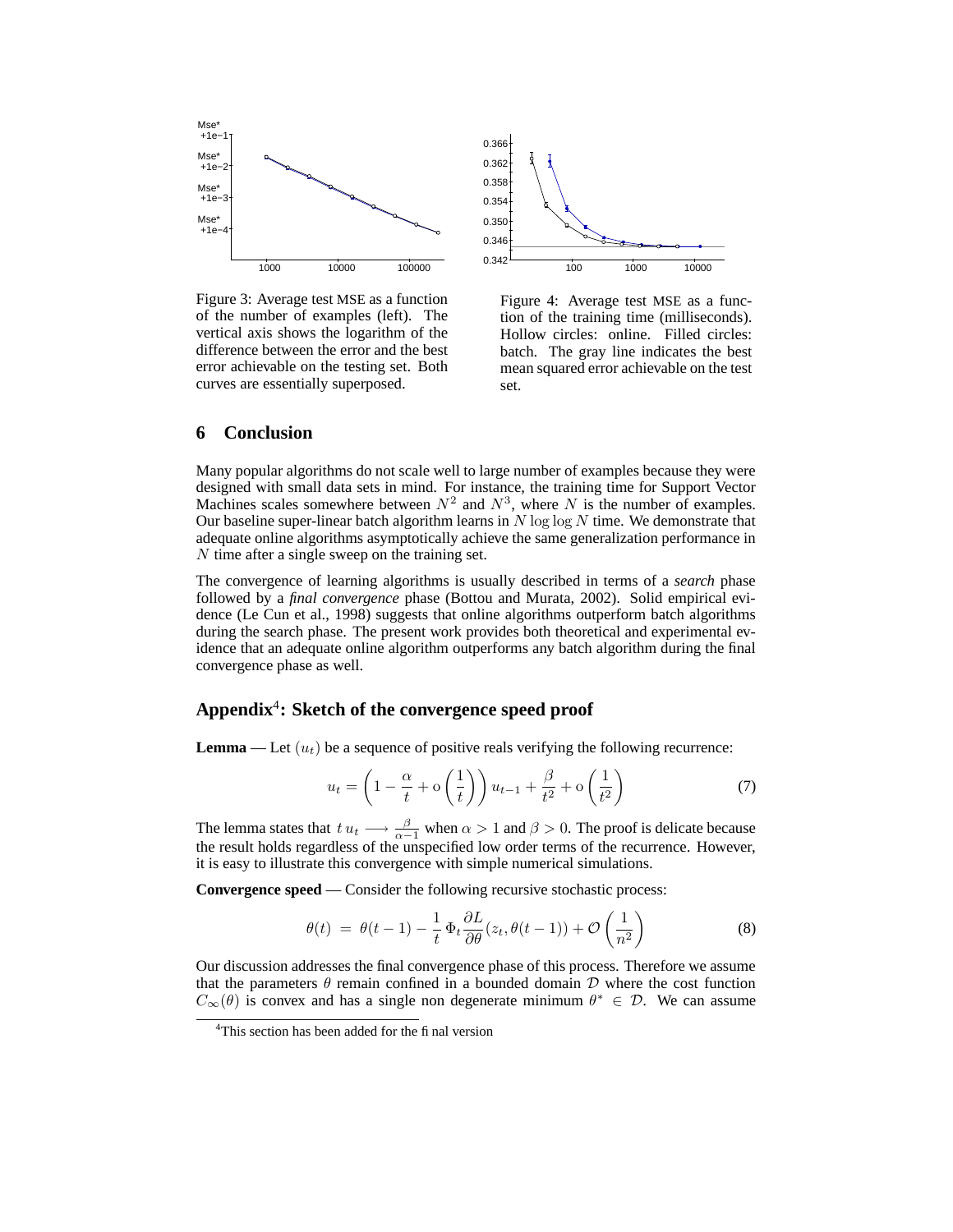Figure 3: Average test MSE as a function of the number of examples (left). The vertical axis shows the logarithm of the difference between the error and the best error achievable on the testing set. Both curves are essentially superposed.

Figure 4: Average test MSE as a function of the training time (milliseconds). Hollow circles: online. Filled circles: batch. The gray line indicates the best mean squared error achievable on the test set.

## 6 Conclusion

Many popular algorithms do not scale well to large number of examples because they were designed with small data sets in mind. For instance, the training time for Support Vector Machines scales somewhere between $N^2$ and $N^3$, where $N$ is the number of examples. Our baseline super-linear batch algorithm learns in $N \log \log N$ time. We demonstrate that adequate online algorithms asymptotically achieve the same generalization performance in $N$ time after a single sweep on the training set.

The convergence of learning algorithms is usually described in terms of a *search* phase followed by a *final convergence* phase (Bottou and Murata, 2002). Solid empirical evidence (Le Cun et al., 1998) suggests that online algorithms outperform batch algorithms during the search phase. The present work provides both theoretical and experimental evidence that an adequate online algorithm outperforms any batch algorithm during the final convergence phase as well.

## Appendix[4]: Sketch of the convergence speed proof

**Lemma** — Let $(u_t)$ be a sequence of positive reals verifying the following recurrence:

$$u_t = \left(1 - \frac{\alpha}{t} + \mathrm{o}\left(\frac{1}{t}\right)\right) u_{t-1} + \frac{\beta}{t^2} + \mathrm{o}\left(\frac{1}{t^2}\right) \tag{7}$$

The lemma states that $t\,u_t \longrightarrow \frac{\beta}{\alpha-1}$ when $\alpha > 1$ and $\beta > 0$. The proof is delicate because the result holds regardless of the unspecified low order terms of the recurrence. However, it is easy to illustrate this convergence with simple numerical simulations.

**Convergence speed** — Consider the following recursive stochastic process:

$$\theta(t) \;=\; \theta(t-1) - \frac{1}{t}\,\Phi_t \frac{\partial L}{\partial \theta}(z_t, \theta(t-1)) + \mathcal{O}\left(\frac{1}{n^2}\right) \tag{8}$$

Our discussion addresses the final convergence phase of this process. Therefore we assume that the parameters $\theta$ remain confined in a bounded domain $\mathcal{D}$ where the cost function $C_\infty(\theta)$ is convex and has a single non degenerate minimum $\theta^* \in \mathcal{D}$. We can assume

[4] This section has been added for the final version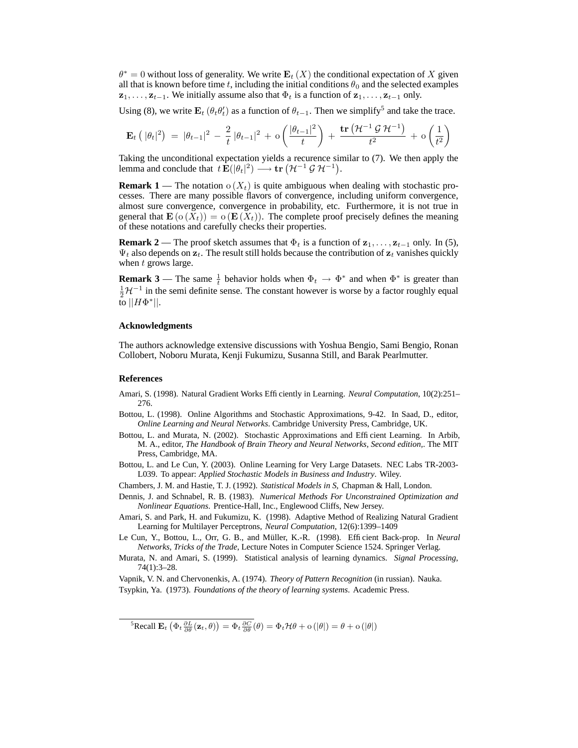$\theta^* = 0$ without loss of generality. We write $\mathbf{E}_t\left(X\right)$ the conditional expectation of $X$ given all that is known before time $t$, including the initial conditions $\theta_0$ and the selected examples $\mathbf{z}_1, \ldots, \mathbf{z}_{t-1}$. We initially assume also that $\Phi_t$ is a function of $\mathbf{z}_1, \ldots, \mathbf{z}_{t-1}$ only.

Using (8), we write $\mathbf{E}_t\left(\theta_t \theta_t'\right)$ as a function of $\theta_{t-1}$. Then we simplify[5] and take the trace.

$$\mathbf{E}_t\left(\,|\theta_t|^2\right) \;=\; |\theta_{t-1}|^2 \,-\, \frac{2}{t}\,|\theta_{t-1}|^2 \,+\, \mathrm{o}\left(\frac{|\theta_{t-1}|^2}{t}\right) \,+\, \frac{\mathbf{tr}\left(\mathcal{H}^{-1}\,\mathcal{G}\,\mathcal{H}^{-1}\right)}{t^2} \,+\, \mathrm{o}\left(\frac{1}{t^2}\right)$$

Taking the unconditional expectation yields a recurence similar to (7). We then apply the lemma and conclude that $t\,\mathbf{E}(|\theta_t|^2) \longrightarrow \mathbf{tr}\left(\mathcal{H}^{-1}\,\mathcal{G}\,\mathcal{H}^{-1}\right)$.

**Remark 1** — The notation $\mathrm{o}\left(X_t\right)$ is quite ambiguous when dealing with stochastic processes. There are many possible flavors of convergence, including uniform convergence, almost sure convergence, convergence in probability, etc. Furthermore, it is not true in general that $\mathbf{E}\left(\mathrm{o}\left(X_t\right)\right) = \mathrm{o}\left(\mathbf{E}\left(X_t\right)\right)$. The complete proof precisely defines the meaning of these notations and carefully checks their properties.

**Remark 2** — The proof sketch assumes that $\Phi_t$ is a function of $\mathbf{z}_1, \ldots, \mathbf{z}_{t-1}$ only. In (5), $\Psi_t$ also depends on $\mathbf{z}_t$. The result still holds because the contribution of $\mathbf{z}_t$ vanishes quickly when $t$ grows large.

**Remark 3** — The same $\frac{1}{t}$ behavior holds when $\Phi_t \rightarrow \Phi^*$ and when $\Phi^*$ is greater than $\frac{1}{2}\mathcal{H}^{-1}$ in the semi definite sense. The constant however is worse by a factor roughly equal to $||H\Phi^*||$.

### Acknowledgments

The authors acknowledge extensive discussions with Yoshua Bengio, Sami Bengio, Ronan Collobert, Noboru Murata, Kenji Fukumizu, Susanna Still, and Barak Pearlmutter.

### References

Amari, S. (1998). Natural Gradient Works Efficiently in Learning. *Neural Computation*, 10(2):251–276.

Bottou, L. (1998). Online Algorithms and Stochastic Approximations, 9-42. In Saad, D., editor, *Online Learning and Neural Networks*. Cambridge University Press, Cambridge, UK.

Bottou, L. and Murata, N. (2002). Stochastic Approximations and Efficient Learning. In Arbib, M. A., editor, *The Handbook of Brain Theory and Neural Networks, Second edition,*. The MIT Press, Cambridge, MA.

Bottou, L. and Le Cun, Y. (2003). Online Learning for Very Large Datasets. NEC Labs TR-2003-L039. To appear: *Applied Stochastic Models in Business and Industry*. Wiley.

Chambers, J. M. and Hastie, T. J. (1992). *Statistical Models in S,* Chapman & Hall, London.

Dennis, J. and Schnabel, R. B. (1983). *Numerical Methods For Unconstrained Optimization and Nonlinear Equations*. Prentice-Hall, Inc., Englewood Cliffs, New Jersey.

Amari, S. and Park, H. and Fukumizu, K. (1998). Adaptive Method of Realizing Natural Gradient Learning for Multilayer Perceptrons, *Neural Computation*, 12(6):1399–1409

Le Cun, Y., Bottou, L., Orr, G. B., and Müller, K.-R. (1998). Efficient Back-prop. In *Neural Networks, Tricks of the Trade*, Lecture Notes in Computer Science 1524. Springer Verlag.

Murata, N. and Amari, S. (1999). Statistical analysis of learning dynamics. *Signal Processing*, 74(1):3–28.

Vapnik, V. N. and Chervonenkis, A. (1974). *Theory of Pattern Recognition* (in russian). Nauka.

Tsypkin, Ya. (1973). *Foundations of the theory of learning systems*. Academic Press.

[5] Recall $\mathbf{E}_t\left(\Phi_t \frac{\partial L}{\partial \theta}(\mathbf{z}_t, \theta)\right) = \Phi_t \frac{\partial C}{\partial \theta}(\theta) = \Phi_t \mathcal{H}\theta + \mathrm{o}\left(|\theta|\right) = \theta + \mathrm{o}\left(|\theta|\right)$